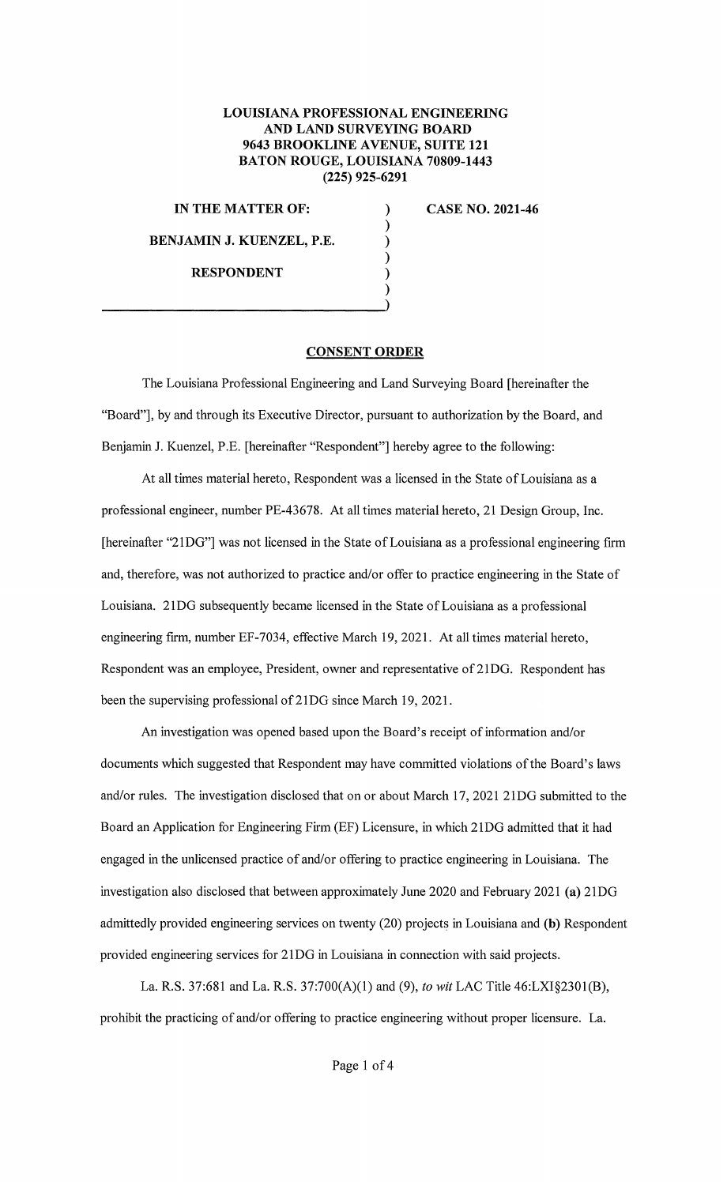**LOUISIANA PROFESSIONAL ENGINEERING AND LAND SURVEYING BOARD**
**9643 BROOKLINE AVENUE, SUITE 121**
**BATON ROUGE, LOUISIANA 70809-1443**
**(225) 925-6291**

| | | |
|---|---|---|
| **IN THE MATTER OF:** | ) | **CASE NO. 2021-46** |
| | ) | |
| **BENJAMIN J. KUENZEL, P.E.** | ) | |
| | ) | |
| **RESPONDENT** | ) | |
| | ) | |

**CONSENT ORDER**

The Louisiana Professional Engineering and Land Surveying Board [hereinafter the "Board"], by and through its Executive Director, pursuant to authorization by the Board, and Benjamin J. Kuenzel, P.E. [hereinafter "Respondent"] hereby agree to the following:

At all times material hereto, Respondent was a licensed in the State of Louisiana as a professional engineer, number PE-43678. At all times material hereto, 21 Design Group, Inc. [hereinafter "21DG"] was not licensed in the State of Louisiana as a professional engineering firm and, therefore, was not authorized to practice and/or offer to practice engineering in the State of Louisiana. 21DG subsequently became licensed in the State of Louisiana as a professional engineering firm, number EF-7034, effective March 19, 2021. At all times material hereto, Respondent was an employee, President, owner and representative of 21DG. Respondent has been the supervising professional of 21DG since March 19, 2021.

An investigation was opened based upon the Board's receipt of information and/or documents which suggested that Respondent may have committed violations of the Board's laws and/or rules. The investigation disclosed that on or about March 17, 2021 21DG submitted to the Board an Application for Engineering Firm (EF) Licensure, in which 21DG admitted that it had engaged in the unlicensed practice of and/or offering to practice engineering in Louisiana. The investigation also disclosed that between approximately June 2020 and February 2021 **(a)** 21DG admittedly provided engineering services on twenty (20) projects in Louisiana and **(b)** Respondent provided engineering services for 21DG in Louisiana in connection with said projects.

La. R.S. 37:681 and La. R.S. 37:700(A)(1) and (9), *to wit* LAC Title 46:LXI§2301(B), prohibit the practicing of and/or offering to practice engineering without proper licensure. La.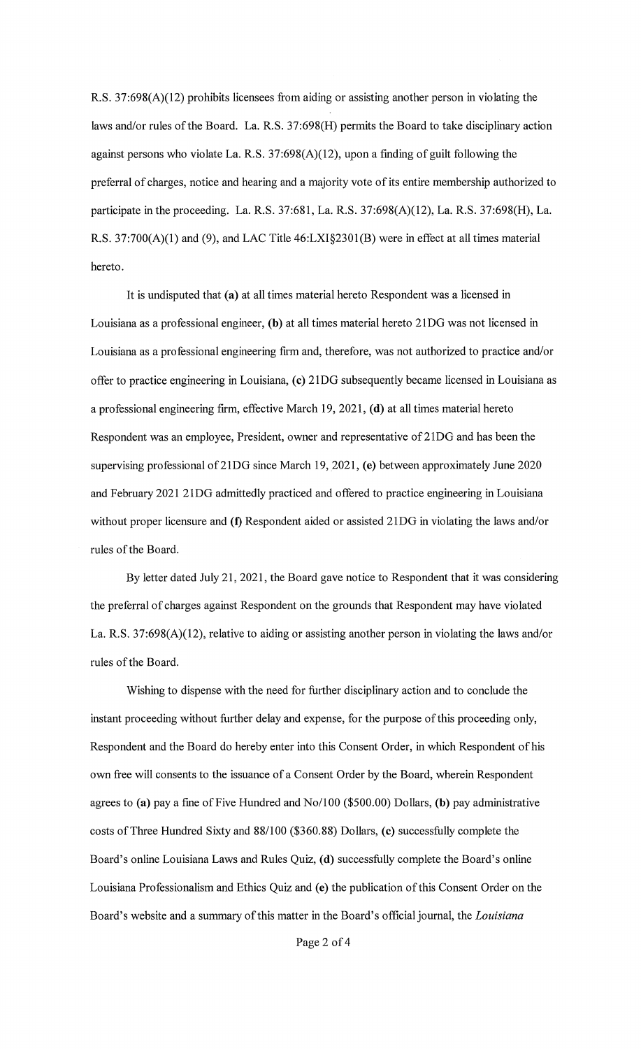R.S. 37:698(A)(12) prohibits licensees from aiding or assisting another person in violating the laws and/or rules of the Board. La. R.S. 37:698(H) permits the Board to take disciplinary action against persons who violate La. R.S. 37:698(A)(12), upon a finding of guilt following the preferral of charges, notice and hearing and a majority vote of its entire membership authorized to participate in the proceeding. La. R.S. 37:681, La. R.S. 37:698(A)(12), La. R.S. 37:698(H), La. R.S. 37:700(A)(1) and (9), and LAC Title 46:LXI§2301(B) were in effect at all times material hereto.

It is undisputed that **(a)** at all times material hereto Respondent was a licensed in Louisiana as a professional engineer, **(b)** at all times material hereto 21DG was not licensed in Louisiana as a professional engineering firm and, therefore, was not authorized to practice and/or offer to practice engineering in Louisiana, **(c)** 21DG subsequently became licensed in Louisiana as a professional engineering firm, effective March 19, 2021, **(d)** at all times material hereto Respondent was an employee, President, owner and representative of 21DG and has been the supervising professional of 21DG since March 19, 2021, **(e)** between approximately June 2020 and February 2021 21DG admittedly practiced and offered to practice engineering in Louisiana without proper licensure and **(f)** Respondent aided or assisted 21DG in violating the laws and/or rules of the Board.

By letter dated July 21, 2021, the Board gave notice to Respondent that it was considering the preferral of charges against Respondent on the grounds that Respondent may have violated La. R.S. 37:698(A)(12), relative to aiding or assisting another person in violating the laws and/or rules of the Board.

Wishing to dispense with the need for further disciplinary action and to conclude the instant proceeding without further delay and expense, for the purpose of this proceeding only, Respondent and the Board do hereby enter into this Consent Order, in which Respondent of his own free will consents to the issuance of a Consent Order by the Board, wherein Respondent agrees to **(a)** pay a fine of Five Hundred and No/100 ($500.00) Dollars, **(b)** pay administrative costs of Three Hundred Sixty and 88/100 ($360.88) Dollars, **(c)** successfully complete the Board's online Louisiana Laws and Rules Quiz, **(d)** successfully complete the Board's online Louisiana Professionalism and Ethics Quiz and **(e)** the publication of this Consent Order on the Board's website and a summary of this matter in the Board's official journal, the *Louisiana*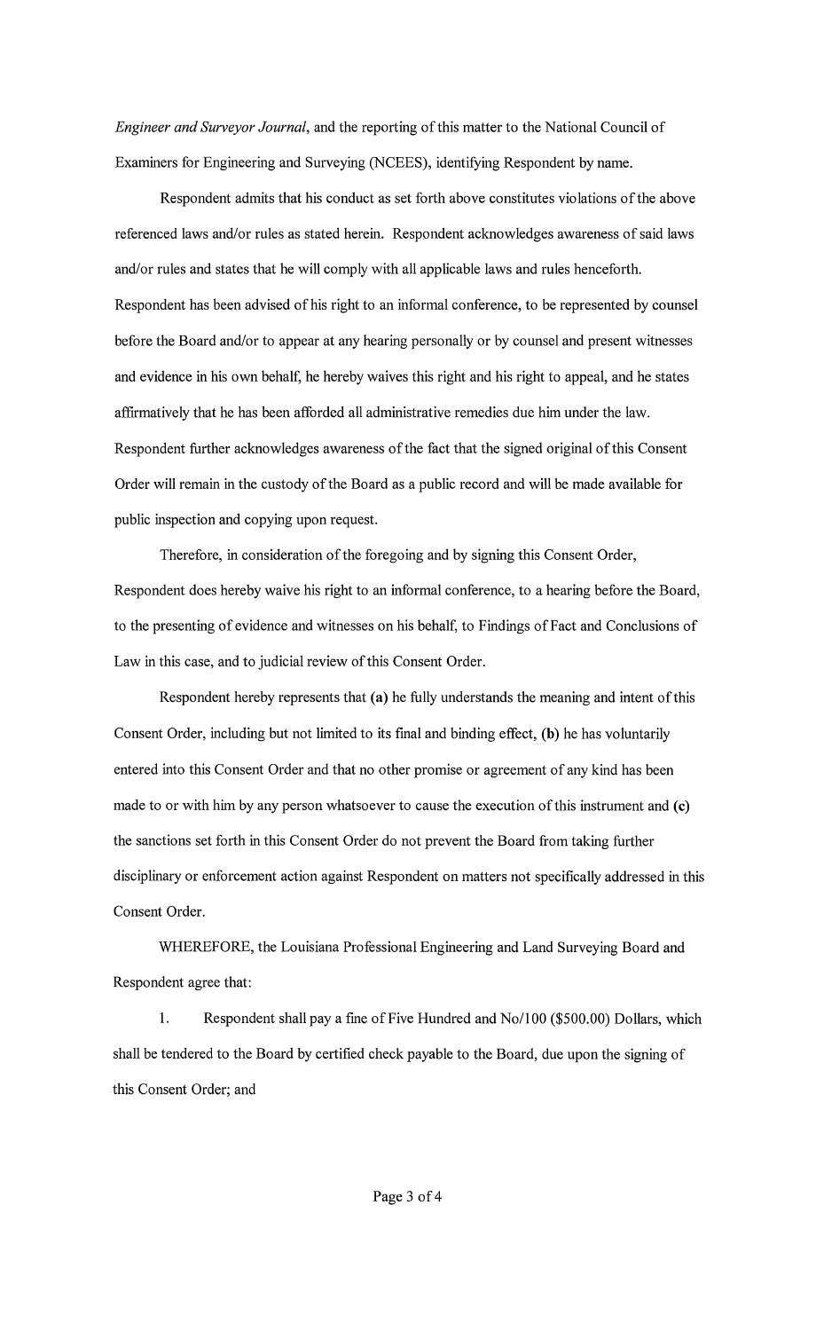*Engineer and Surveyor Journal*, and the reporting of this matter to the National Council of Examiners for Engineering and Surveying (NCEES), identifying Respondent by name.

Respondent admits that his conduct as set forth above constitutes violations of the above referenced laws and/or rules as stated herein. Respondent acknowledges awareness of said laws and/or rules and states that he will comply with all applicable laws and rules henceforth. Respondent has been advised of his right to an informal conference, to be represented by counsel before the Board and/or to appear at any hearing personally or by counsel and present witnesses and evidence in his own behalf, he hereby waives this right and his right to appeal, and he states affirmatively that he has been afforded all administrative remedies due him under the law. Respondent further acknowledges awareness of the fact that the signed original of this Consent Order will remain in the custody of the Board as a public record and will be made available for public inspection and copying upon request.

Therefore, in consideration of the foregoing and by signing this Consent Order, Respondent does hereby waive his right to an informal conference, to a hearing before the Board, to the presenting of evidence and witnesses on his behalf, to Findings of Fact and Conclusions of Law in this case, and to judicial review of this Consent Order.

Respondent hereby represents that **(a)** he fully understands the meaning and intent of this Consent Order, including but not limited to its final and binding effect, **(b)** he has voluntarily entered into this Consent Order and that no other promise or agreement of any kind has been made to or with him by any person whatsoever to cause the execution of this instrument and **(c)** the sanctions set forth in this Consent Order do not prevent the Board from taking further disciplinary or enforcement action against Respondent on matters not specifically addressed in this Consent Order.

WHEREFORE, the Louisiana Professional Engineering and Land Surveying Board and Respondent agree that:

1. Respondent shall pay a fine of Five Hundred and No/100 ($500.00) Dollars, which shall be tendered to the Board by certified check payable to the Board, due upon the signing of this Consent Order; and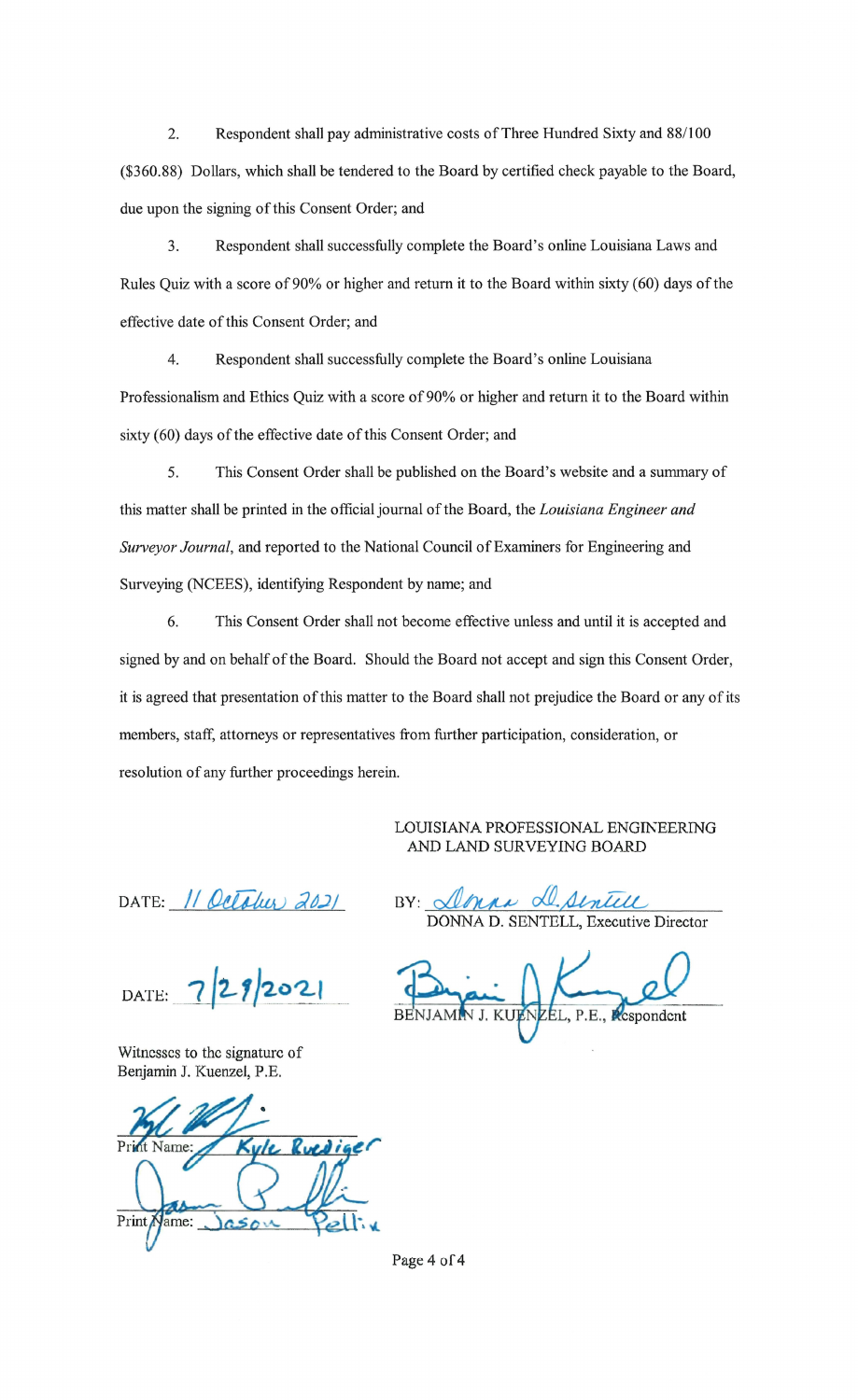2. Respondent shall pay administrative costs of Three Hundred Sixty and 88/100 ($360.88) Dollars, which shall be tendered to the Board by certified check payable to the Board, due upon the signing of this Consent Order; and

3. Respondent shall successfully complete the Board's online Louisiana Laws and Rules Quiz with a score of 90% or higher and return it to the Board within sixty (60) days of the effective date of this Consent Order; and

4. Respondent shall successfully complete the Board's online Louisiana Professionalism and Ethics Quiz with a score of 90% or higher and return it to the Board within sixty (60) days of the effective date of this Consent Order; and

5. This Consent Order shall be published on the Board's website and a summary of this matter shall be printed in the official journal of the Board, the *Louisiana Engineer and Surveyor Journal*, and reported to the National Council of Examiners for Engineering and Surveying (NCEES), identifying Respondent by name; and

6. This Consent Order shall not become effective unless and until it is accepted and signed by and on behalf of the Board. Should the Board not accept and sign this Consent Order, it is agreed that presentation of this matter to the Board shall not prejudice the Board or any of its members, staff, attorneys or representatives from further participation, consideration, or resolution of any further proceedings herein.

LOUISIANA PROFESSIONAL ENGINEERING AND LAND SURVEYING BOARD

DATE: 11 October 2021

BY: Donna D. Sentell
DONNA D. SENTELL, Executive Director

DATE: 7/29/2021

BENJAMIN J. KUENZEL, P.E., Respondent

Witnesses to the signature of Benjamin J. Kuenzel, P.E.

Print Name: Kyle Ruediger

Print Name: Jason Pellin